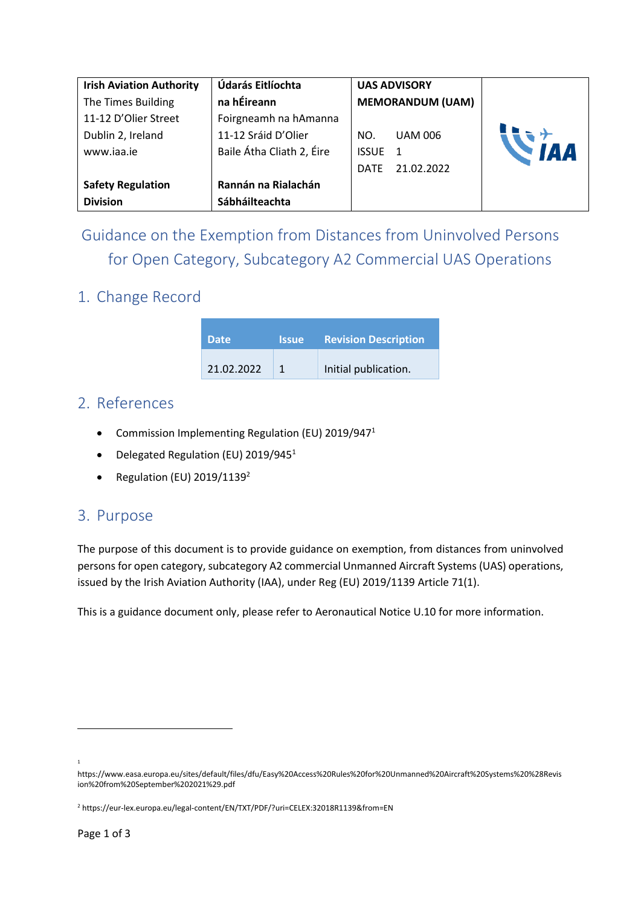| Irish Aviation Authority | Údarás Eitlíochta na hÉireann | UAS ADVISORY MEMORANDUM (UAM) | |
|---|---|---|---|
| The Times Building<br>11-12 D'Olier Street<br>Dublin 2, Ireland<br>www.iaa.ie | Foirgneamh na hAmanna<br>11-12 Sráid D'Olier<br>Baile Átha Cliath 2, Éire | NO. UAM 006<br>ISSUE 1<br>DATE 21.02.2022 | IAA |
| **Safety Regulation Division** | **Rannán na Rialachán Sábháilteachta** | | |

# Guidance on the Exemption from Distances from Uninvolved Persons for Open Category, Subcategory A2 Commercial UAS Operations

## 1. Change Record

| Date | Issue | Revision Description |
|---|---|---|
| 21.02.2022 | 1 | Initial publication. |

## 2. References

- Commission Implementing Regulation (EU) 2019/947[1]
- Delegated Regulation (EU) 2019/945[1]
- Regulation (EU) 2019/1139[2]

## 3. Purpose

The purpose of this document is to provide guidance on exemption, from distances from uninvolved persons for open category, subcategory A2 commercial Unmanned Aircraft Systems (UAS) operations, issued by the Irish Aviation Authority (IAA), under Reg (EU) 2019/1139 Article 71(1).

This is a guidance document only, please refer to Aeronautical Notice U.10 for more information.

---

[1] https://www.easa.europa.eu/sites/default/files/dfu/Easy%20Access%20Rules%20for%20Unmanned%20Aircraft%20Systems%20%28Revision%20from%20September%202021%29.pdf

[2] https://eur-lex.europa.eu/legal-content/EN/TXT/PDF/?uri=CELEX:32018R1139&from=EN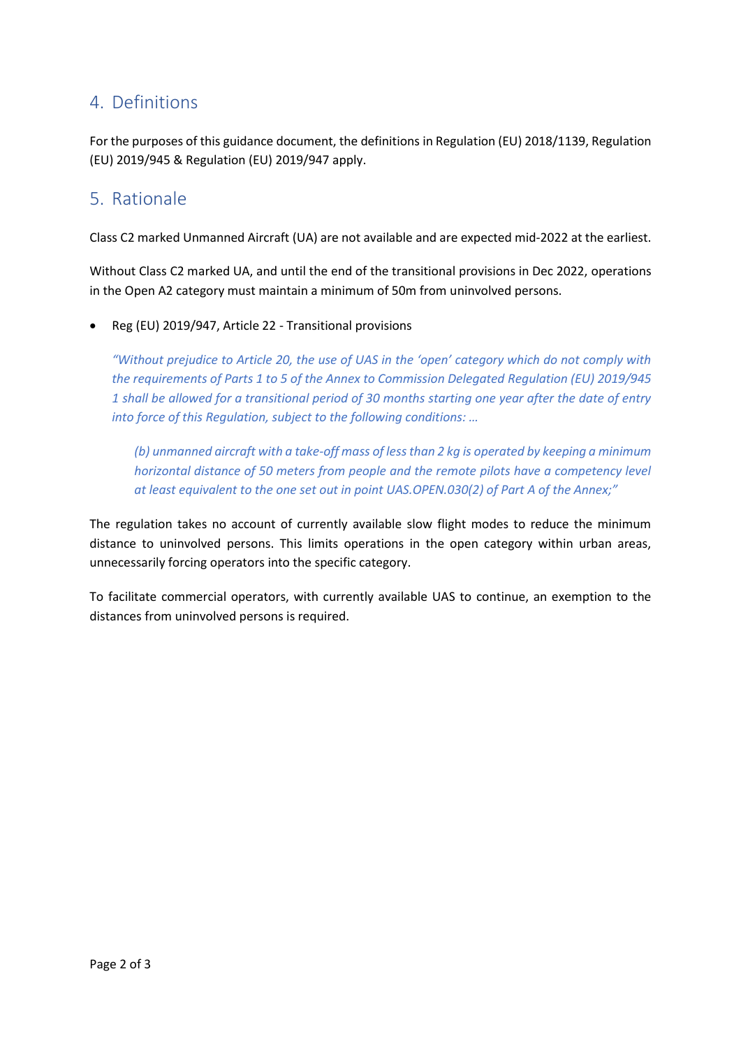## 4. Definitions

For the purposes of this guidance document, the definitions in Regulation (EU) 2018/1139, Regulation (EU) 2019/945 & Regulation (EU) 2019/947 apply.

## 5. Rationale

Class C2 marked Unmanned Aircraft (UA) are not available and are expected mid-2022 at the earliest.

Without Class C2 marked UA, and until the end of the transitional provisions in Dec 2022, operations in the Open A2 category must maintain a minimum of 50m from uninvolved persons.

- Reg (EU) 2019/947, Article 22 - Transitional provisions

  *"Without prejudice to Article 20, the use of UAS in the 'open' category which do not comply with the requirements of Parts 1 to 5 of the Annex to Commission Delegated Regulation (EU) 2019/945 1 shall be allowed for a transitional period of 30 months starting one year after the date of entry into force of this Regulation, subject to the following conditions: …*

  > *(b) unmanned aircraft with a take-off mass of less than 2 kg is operated by keeping a minimum horizontal distance of 50 meters from people and the remote pilots have a competency level at least equivalent to the one set out in point UAS.OPEN.030(2) of Part A of the Annex;"*

The regulation takes no account of currently available slow flight modes to reduce the minimum distance to uninvolved persons. This limits operations in the open category within urban areas, unnecessarily forcing operators into the specific category.

To facilitate commercial operators, with currently available UAS to continue, an exemption to the distances from uninvolved persons is required.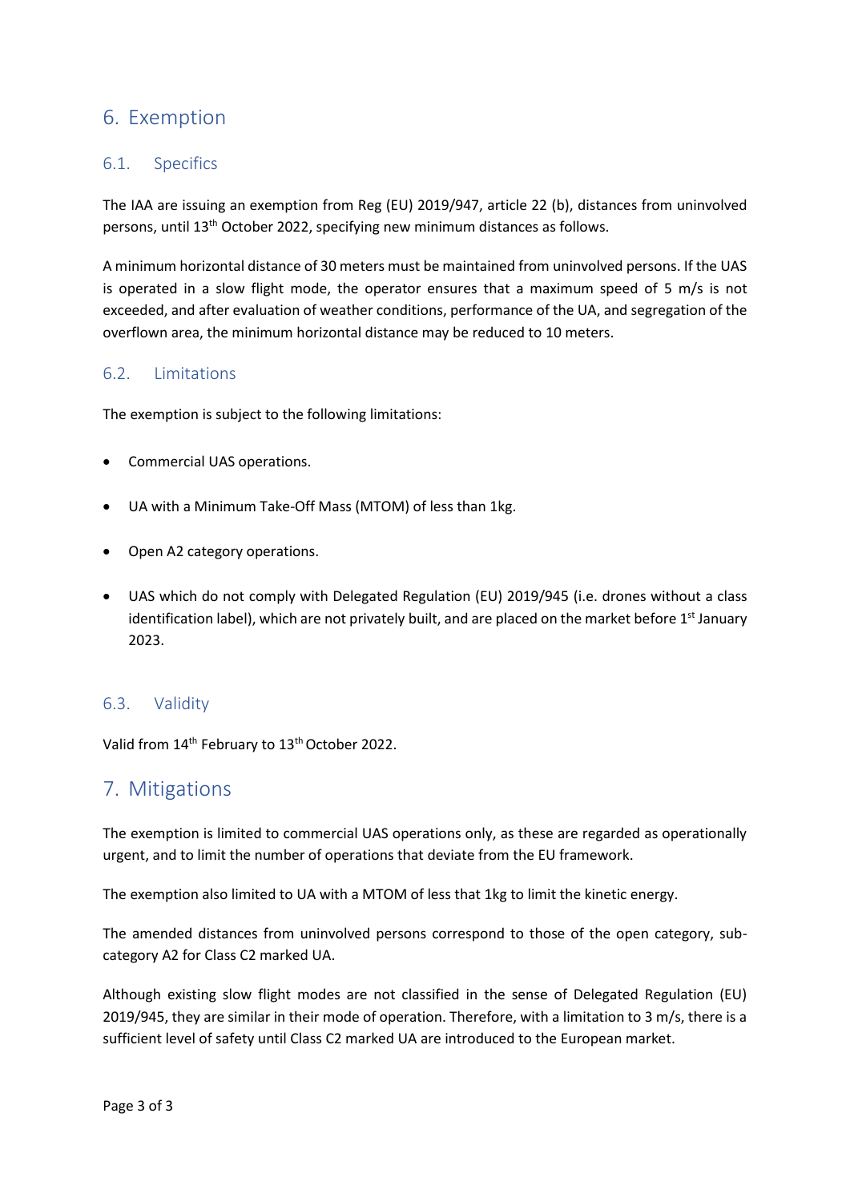# 6. Exemption

## 6.1. Specifics

The IAA are issuing an exemption from Reg (EU) 2019/947, article 22 (b), distances from uninvolved persons, until 13th October 2022, specifying new minimum distances as follows.

A minimum horizontal distance of 30 meters must be maintained from uninvolved persons. If the UAS is operated in a slow flight mode, the operator ensures that a maximum speed of 5 m/s is not exceeded, and after evaluation of weather conditions, performance of the UA, and segregation of the overflown area, the minimum horizontal distance may be reduced to 10 meters.

## 6.2. Limitations

The exemption is subject to the following limitations:

- Commercial UAS operations.
- UA with a Minimum Take-Off Mass (MTOM) of less than 1kg.
- Open A2 category operations.
- UAS which do not comply with Delegated Regulation (EU) 2019/945 (i.e. drones without a class identification label), which are not privately built, and are placed on the market before 1st January 2023.

## 6.3. Validity

Valid from 14th February to 13th October 2022.

# 7. Mitigations

The exemption is limited to commercial UAS operations only, as these are regarded as operationally urgent, and to limit the number of operations that deviate from the EU framework.

The exemption also limited to UA with a MTOM of less that 1kg to limit the kinetic energy.

The amended distances from uninvolved persons correspond to those of the open category, sub-category A2 for Class C2 marked UA.

Although existing slow flight modes are not classified in the sense of Delegated Regulation (EU) 2019/945, they are similar in their mode of operation. Therefore, with a limitation to 3 m/s, there is a sufficient level of safety until Class C2 marked UA are introduced to the European market.